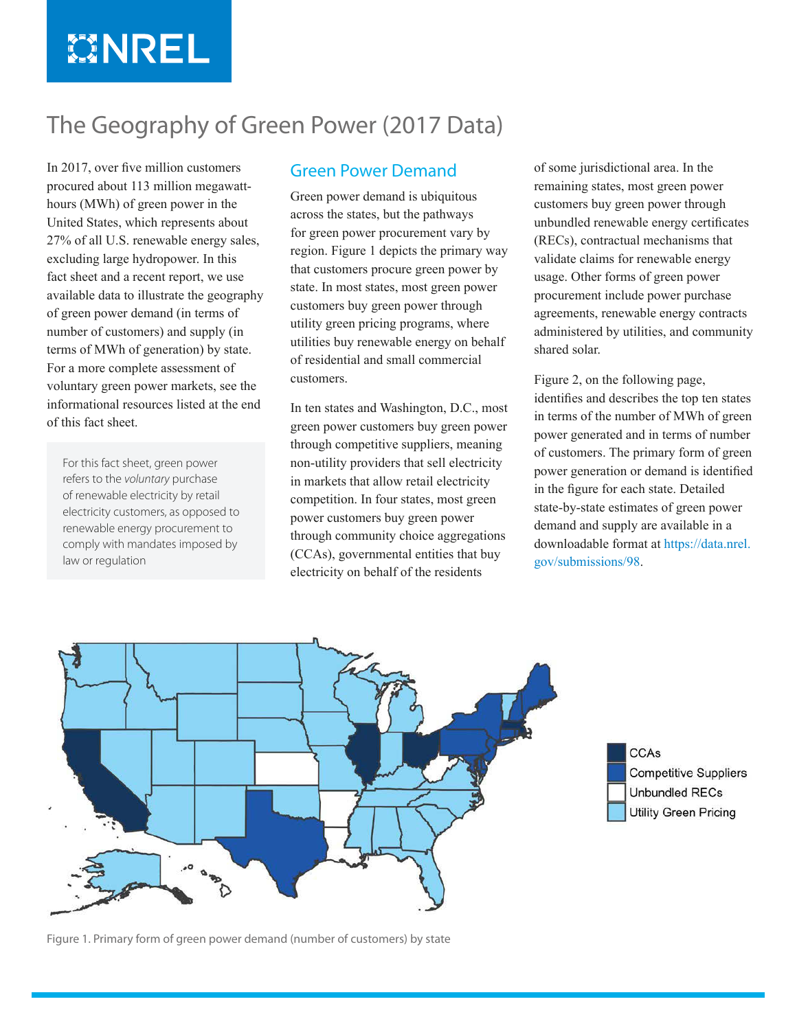# The Geography of Green Power (2017 Data)

In 2017, over five million customers procured about 113 million megawatt-hours (MWh) of green power in the United States, which represents about 27% of all U.S. renewable energy sales, excluding large hydropower. In this fact sheet and a recent report, we use available data to illustrate the geography of green power demand (in terms of number of customers) and supply (in terms of MWh of generation) by state. For a more complete assessment of voluntary green power markets, see the informational resources listed at the end of this fact sheet.

> For this fact sheet, green power refers to the *voluntary* purchase of renewable electricity by retail electricity customers, as opposed to renewable energy procurement to comply with mandates imposed by law or regulation

## Green Power Demand

Green power demand is ubiquitous across the states, but the pathways for green power procurement vary by region. Figure 1 depicts the primary way that customers procure green power by state. In most states, most green power customers buy green power through utility green pricing programs, where utilities buy renewable energy on behalf of residential and small commercial customers.

In ten states and Washington, D.C., most green power customers buy green power through competitive suppliers, meaning non-utility providers that sell electricity in markets that allow retail electricity competition. In four states, most green power customers buy green power through community choice aggregations (CCAs), governmental entities that buy electricity on behalf of the residents of some jurisdictional area. In the remaining states, most green power customers buy green power through unbundled renewable energy certificates (RECs), contractual mechanisms that validate claims for renewable energy usage. Other forms of green power procurement include power purchase agreements, renewable energy contracts administered by utilities, and community shared solar.

Figure 2, on the following page, identifies and describes the top ten states in terms of the number of MWh of green power generated and in terms of number of customers. The primary form of green power generation or demand is identified in the figure for each state. Detailed state-by-state estimates of green power demand and supply are available in a downloadable format at https://data.nrel.gov/submissions/98.

CCAs
Competitive Suppliers
Unbundled RECs
Utility Green Pricing

Figure 1. Primary form of green power demand (number of customers) by state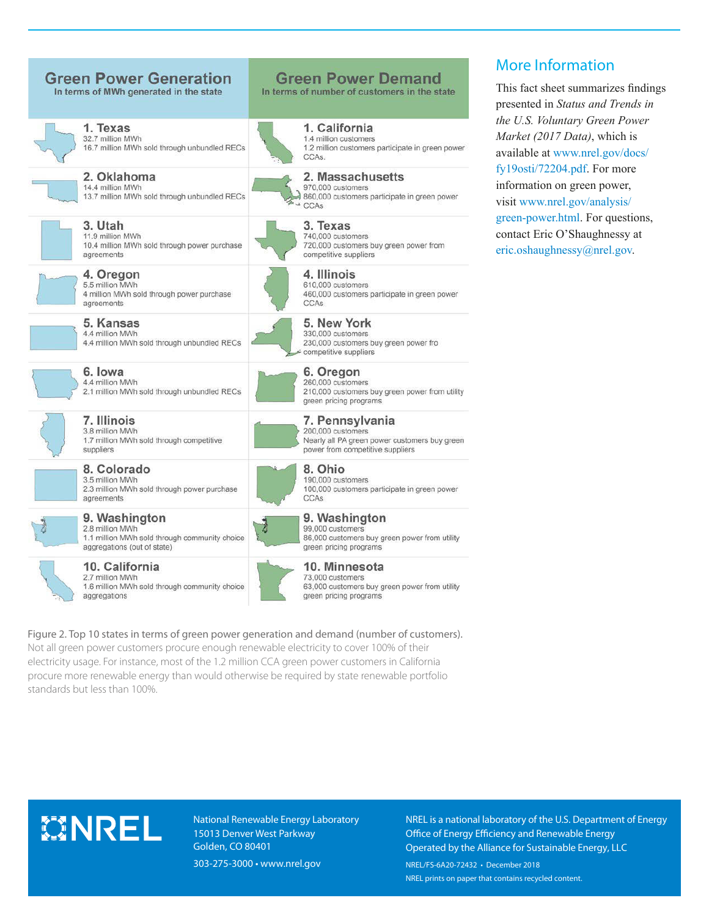## Green Power Generation

In terms of MWh generated in the state

**1. Texas**
32.7 million MWh
16.7 million MWh sold through unbundled RECs

**2. Oklahoma**
14.4 million MWh
13.7 million MWh sold through unbundled RECs

**3. Utah**
11.9 million MWh
10.4 million MWh sold through power purchase agreements

**4. Oregon**
5.5 million MWh
4 million MWh sold through power purchase agreements

**5. Kansas**
4.4 million MWh
4.4 million MWh sold through unbundled RECs

**6. Iowa**
4.4 million MWh
2.1 million MWh sold through unbundled RECs

**7. Illinois**
3.8 million MWh
1.7 million MWh sold through competitive suppliers

**8. Colorado**
3.5 million MWh
2.3 million MWh sold through power purchase agreements

**9. Washington**
2.8 million MWh
1.1 million MWh sold through community choice aggregations (out of state)

**10. California**
2.7 million MWh
1.6 million MWh sold through community choice aggregations

## Green Power Demand

In terms of number of customers in the state

**1. California**
1.4 million customers
1.2 million customers participate in green power CCAs.

**2. Massachusetts**
970,000 customers
860,000 customers participate in green power CCAs

**3. Texas**
740,000 customers
720,000 customers buy green power from competitive suppliers

**4. Illinois**
610,000 customers
460,000 customers participate in green power CCAs

**5. New York**
330,000 customers
230,000 customers buy green power fro competitive suppliers

**6. Oregon**
260,000 customers
210,000 customers buy green power from utility green pricing programs

**7. Pennsylvania**
200,000 customers
Nearly all PA green power customers buy green power from competitive suppliers

**8. Ohio**
190,000 customers
100,000 customers participate in green power CCAs

**9. Washington**
99,000 customers
86,000 customers buy green power from utility green pricing programs

**10. Minnesota**
73,000 customers
63,000 customers buy green power from utility green pricing programs

Figure 2. Top 10 states in terms of green power generation and demand (number of customers). Not all green power customers procure enough renewable electricity to cover 100% of their electricity usage. For instance, most of the 1.2 million CCA green power customers in California procure more renewable energy than would otherwise be required by state renewable portfolio standards but less than 100%.

## More Information

This fact sheet summarizes findings presented in *Status and Trends in the U.S. Voluntary Green Power Market (2017 Data)*, which is available at www.nrel.gov/docs/fy19osti/72204.pdf. For more information on green power, visit www.nrel.gov/analysis/green-power.html. For questions, contact Eric O'Shaughnessy at eric.oshaughnessy@nrel.gov.

NREL

National Renewable Energy Laboratory
15013 Denver West Parkway
Golden, CO 80401
303-275-3000 • www.nrel.gov

NREL is a national laboratory of the U.S. Department of Energy
Office of Energy Efficiency and Renewable Energy
Operated by the Alliance for Sustainable Energy, LLC

NREL/FS-6A20-72432 • December 2018

NREL prints on paper that contains recycled content.